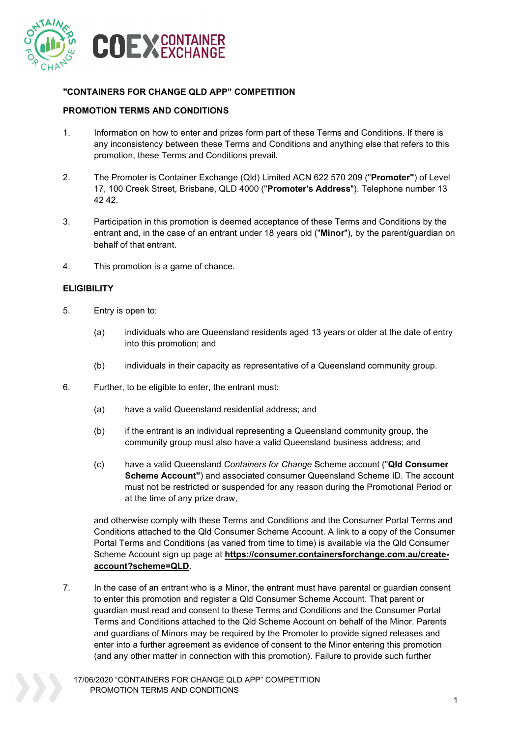**"CONTAINERS FOR CHANGE QLD APP" COMPETITION**

**PROMOTION TERMS AND CONDITIONS**

1. Information on how to enter and prizes form part of these Terms and Conditions. If there is any inconsistency between these Terms and Conditions and anything else that refers to this promotion, these Terms and Conditions prevail.

2. The Promoter is Container Exchange (Qld) Limited ACN 622 570 209 ("**Promoter"**) of Level 17, 100 Creek Street, Brisbane, QLD 4000 ("**Promoter's Address**"). Telephone number 13 42 42.

3. Participation in this promotion is deemed acceptance of these Terms and Conditions by the entrant and, in the case of an entrant under 18 years old ("**Minor**"), by the parent/guardian on behalf of that entrant.

4. This promotion is a game of chance.

**ELIGIBILITY**

5. Entry is open to:

   (a) individuals who are Queensland residents aged 13 years or older at the date of entry into this promotion; and

   (b) individuals in their capacity as representative of a Queensland community group.

6. Further, to be eligible to enter, the entrant must:

   (a) have a valid Queensland residential address; and

   (b) if the entrant is an individual representing a Queensland community group, the community group must also have a valid Queensland business address; and

   (c) have a valid Queensland *Containers for Change* Scheme account ("**Qld Consumer Scheme Account"**) and associated consumer Queensland Scheme ID. The account must not be restricted or suspended for any reason during the Promotional Period or at the time of any prize draw,

   and otherwise comply with these Terms and Conditions and the Consumer Portal Terms and Conditions attached to the Qld Consumer Scheme Account. A link to a copy of the Consumer Portal Terms and Conditions (as varied from time to time) is available via the Qld Consumer Scheme Account sign up page at **https://consumer.containersforchange.com.au/create-account?scheme=QLD**.

7. In the case of an entrant who is a Minor, the entrant must have parental or guardian consent to enter this promotion and register a Qld Consumer Scheme Account. That parent or guardian must read and consent to these Terms and Conditions and the Consumer Portal Terms and Conditions attached to the Qld Scheme Account on behalf of the Minor. Parents and guardians of Minors may be required by the Promoter to provide signed releases and enter into a further agreement as evidence of consent to the Minor entering this promotion (and any other matter in connection with this promotion). Failure to provide such further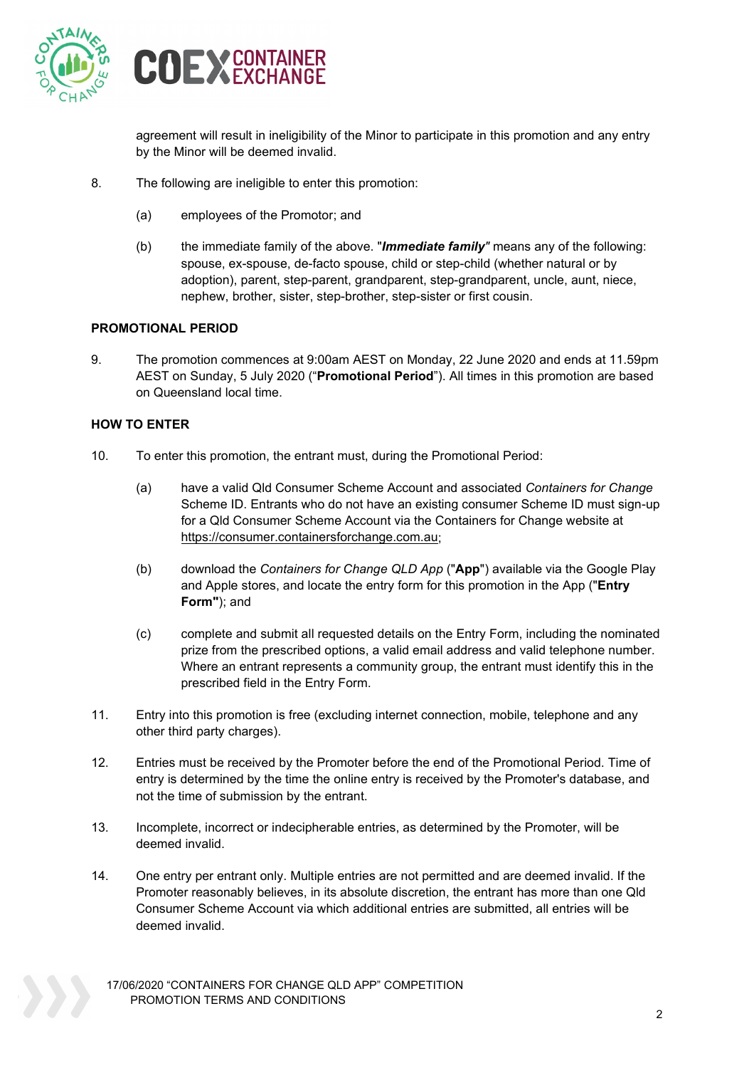agreement will result in ineligibility of the Minor to participate in this promotion and any entry by the Minor will be deemed invalid.

8. The following are ineligible to enter this promotion:

   (a) employees of the Promotor; and

   (b) the immediate family of the above. "***Immediate family***" means any of the following: spouse, ex-spouse, de-facto spouse, child or step-child (whether natural or by adoption), parent, step-parent, grandparent, step-grandparent, uncle, aunt, niece, nephew, brother, sister, step-brother, step-sister or first cousin.

**PROMOTIONAL PERIOD**

9. The promotion commences at 9:00am AEST on Monday, 22 June 2020 and ends at 11.59pm AEST on Sunday, 5 July 2020 ("**Promotional Period**"). All times in this promotion are based on Queensland local time.

**HOW TO ENTER**

10. To enter this promotion, the entrant must, during the Promotional Period:

    (a) have a valid Qld Consumer Scheme Account and associated *Containers for Change* Scheme ID. Entrants who do not have an existing consumer Scheme ID must sign-up for a Qld Consumer Scheme Account via the Containers for Change website at https://consumer.containersforchange.com.au;

    (b) download the *Containers for Change QLD App* ("**App**") available via the Google Play and Apple stores, and locate the entry form for this promotion in the App ("**Entry Form"**); and

    (c) complete and submit all requested details on the Entry Form, including the nominated prize from the prescribed options, a valid email address and valid telephone number. Where an entrant represents a community group, the entrant must identify this in the prescribed field in the Entry Form.

11. Entry into this promotion is free (excluding internet connection, mobile, telephone and any other third party charges).

12. Entries must be received by the Promoter before the end of the Promotional Period. Time of entry is determined by the time the online entry is received by the Promoter's database, and not the time of submission by the entrant.

13. Incomplete, incorrect or indecipherable entries, as determined by the Promoter, will be deemed invalid.

14. One entry per entrant only. Multiple entries are not permitted and are deemed invalid. If the Promoter reasonably believes, in its absolute discretion, the entrant has more than one Qld Consumer Scheme Account via which additional entries are submitted, all entries will be deemed invalid.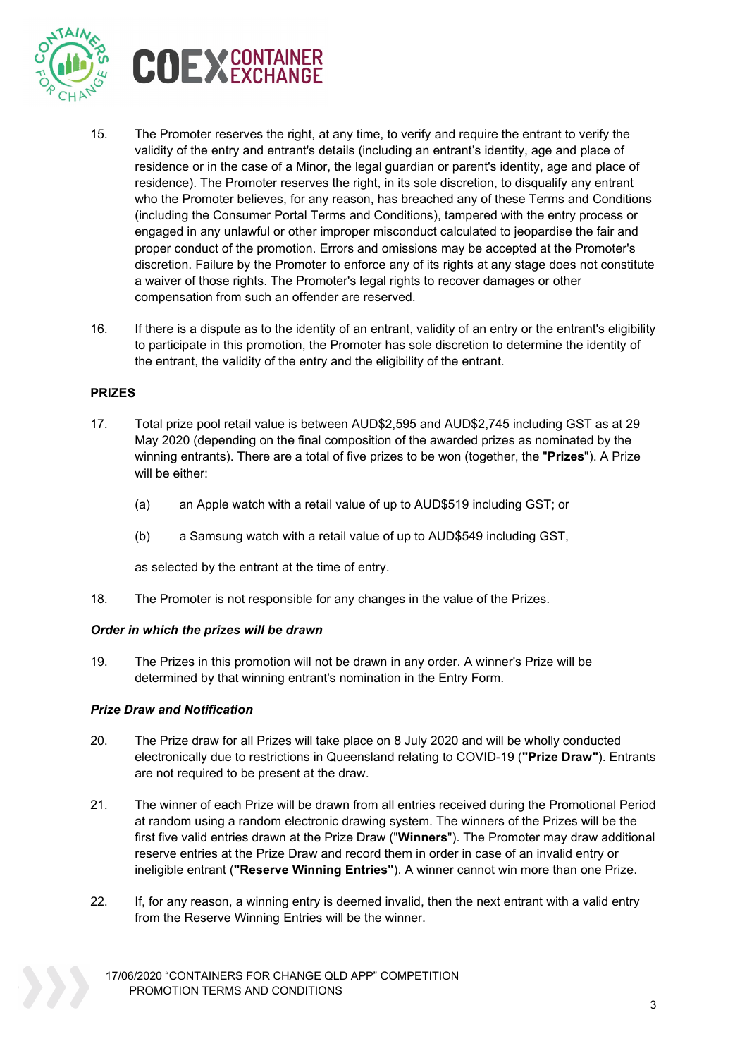15. The Promoter reserves the right, at any time, to verify and require the entrant to verify the validity of the entry and entrant's details (including an entrant's identity, age and place of residence or in the case of a Minor, the legal guardian or parent's identity, age and place of residence). The Promoter reserves the right, in its sole discretion, to disqualify any entrant who the Promoter believes, for any reason, has breached any of these Terms and Conditions (including the Consumer Portal Terms and Conditions), tampered with the entry process or engaged in any unlawful or other improper misconduct calculated to jeopardise the fair and proper conduct of the promotion. Errors and omissions may be accepted at the Promoter's discretion. Failure by the Promoter to enforce any of its rights at any stage does not constitute a waiver of those rights. The Promoter's legal rights to recover damages or other compensation from such an offender are reserved.

16. If there is a dispute as to the identity of an entrant, validity of an entry or the entrant's eligibility to participate in this promotion, the Promoter has sole discretion to determine the identity of the entrant, the validity of the entry and the eligibility of the entrant.

**PRIZES**

17. Total prize pool retail value is between AUD$2,595 and AUD$2,745 including GST as at 29 May 2020 (depending on the final composition of the awarded prizes as nominated by the winning entrants). There are a total of five prizes to be won (together, the "**Prizes**"). A Prize will be either:

    (a) an Apple watch with a retail value of up to AUD$519 including GST; or

    (b) a Samsung watch with a retail value of up to AUD$549 including GST,

    as selected by the entrant at the time of entry.

18. The Promoter is not responsible for any changes in the value of the Prizes.

***Order in which the prizes will be drawn***

19. The Prizes in this promotion will not be drawn in any order. A winner's Prize will be determined by that winning entrant's nomination in the Entry Form.

***Prize Draw and Notification***

20. The Prize draw for all Prizes will take place on 8 July 2020 and will be wholly conducted electronically due to restrictions in Queensland relating to COVID-19 (**"Prize Draw"**). Entrants are not required to be present at the draw.

21. The winner of each Prize will be drawn from all entries received during the Promotional Period at random using a random electronic drawing system. The winners of the Prizes will be the first five valid entries drawn at the Prize Draw ("**Winners**"). The Promoter may draw additional reserve entries at the Prize Draw and record them in order in case of an invalid entry or ineligible entrant (**"Reserve Winning Entries"**). A winner cannot win more than one Prize.

22. If, for any reason, a winning entry is deemed invalid, then the next entrant with a valid entry from the Reserve Winning Entries will be the winner.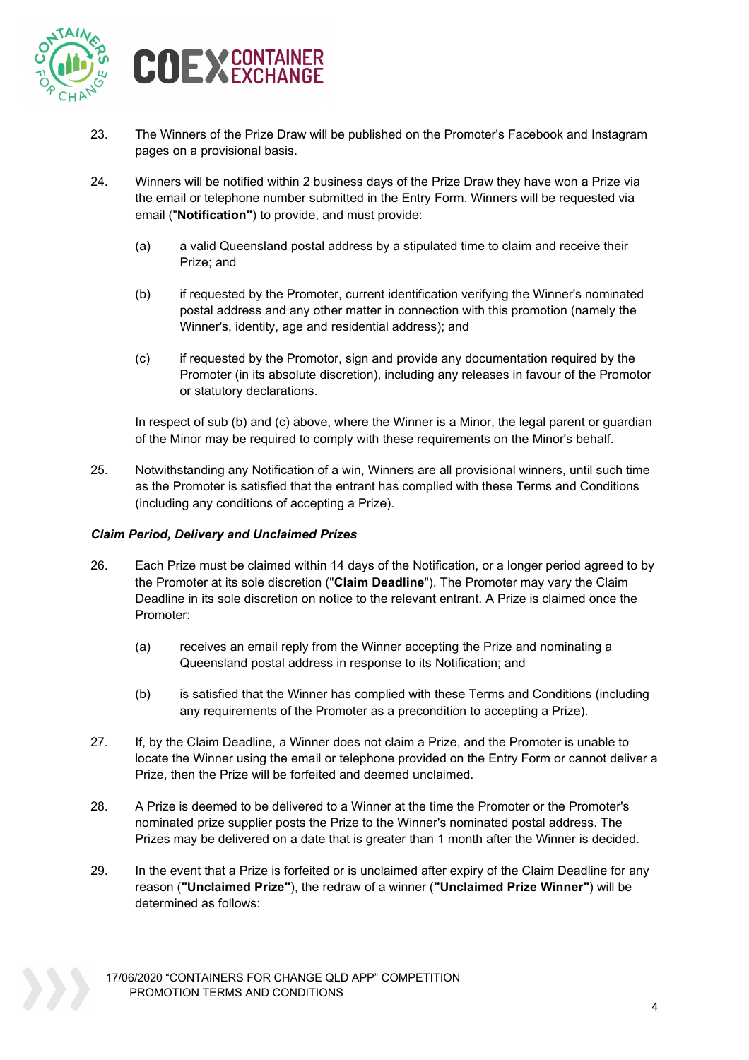23. The Winners of the Prize Draw will be published on the Promoter's Facebook and Instagram pages on a provisional basis.

24. Winners will be notified within 2 business days of the Prize Draw they have won a Prize via the email or telephone number submitted in the Entry Form. Winners will be requested via email ("**Notification"**) to provide, and must provide:

    (a) a valid Queensland postal address by a stipulated time to claim and receive their Prize; and

    (b) if requested by the Promoter, current identification verifying the Winner's nominated postal address and any other matter in connection with this promotion (namely the Winner's, identity, age and residential address); and

    (c) if requested by the Promotor, sign and provide any documentation required by the Promoter (in its absolute discretion), including any releases in favour of the Promotor or statutory declarations.

    In respect of sub (b) and (c) above, where the Winner is a Minor, the legal parent or guardian of the Minor may be required to comply with these requirements on the Minor's behalf.

25. Notwithstanding any Notification of a win, Winners are all provisional winners, until such time as the Promoter is satisfied that the entrant has complied with these Terms and Conditions (including any conditions of accepting a Prize).

***Claim Period, Delivery and Unclaimed Prizes***

26. Each Prize must be claimed within 14 days of the Notification, or a longer period agreed to by the Promoter at its sole discretion ("**Claim Deadline**"). The Promoter may vary the Claim Deadline in its sole discretion on notice to the relevant entrant. A Prize is claimed once the Promoter:

    (a) receives an email reply from the Winner accepting the Prize and nominating a Queensland postal address in response to its Notification; and

    (b) is satisfied that the Winner has complied with these Terms and Conditions (including any requirements of the Promoter as a precondition to accepting a Prize).

27. If, by the Claim Deadline, a Winner does not claim a Prize, and the Promoter is unable to locate the Winner using the email or telephone provided on the Entry Form or cannot deliver a Prize, then the Prize will be forfeited and deemed unclaimed.

28. A Prize is deemed to be delivered to a Winner at the time the Promoter or the Promoter's nominated prize supplier posts the Prize to the Winner's nominated postal address. The Prizes may be delivered on a date that is greater than 1 month after the Winner is decided.

29. In the event that a Prize is forfeited or is unclaimed after expiry of the Claim Deadline for any reason (**"Unclaimed Prize"**), the redraw of a winner (**"Unclaimed Prize Winner"**) will be determined as follows: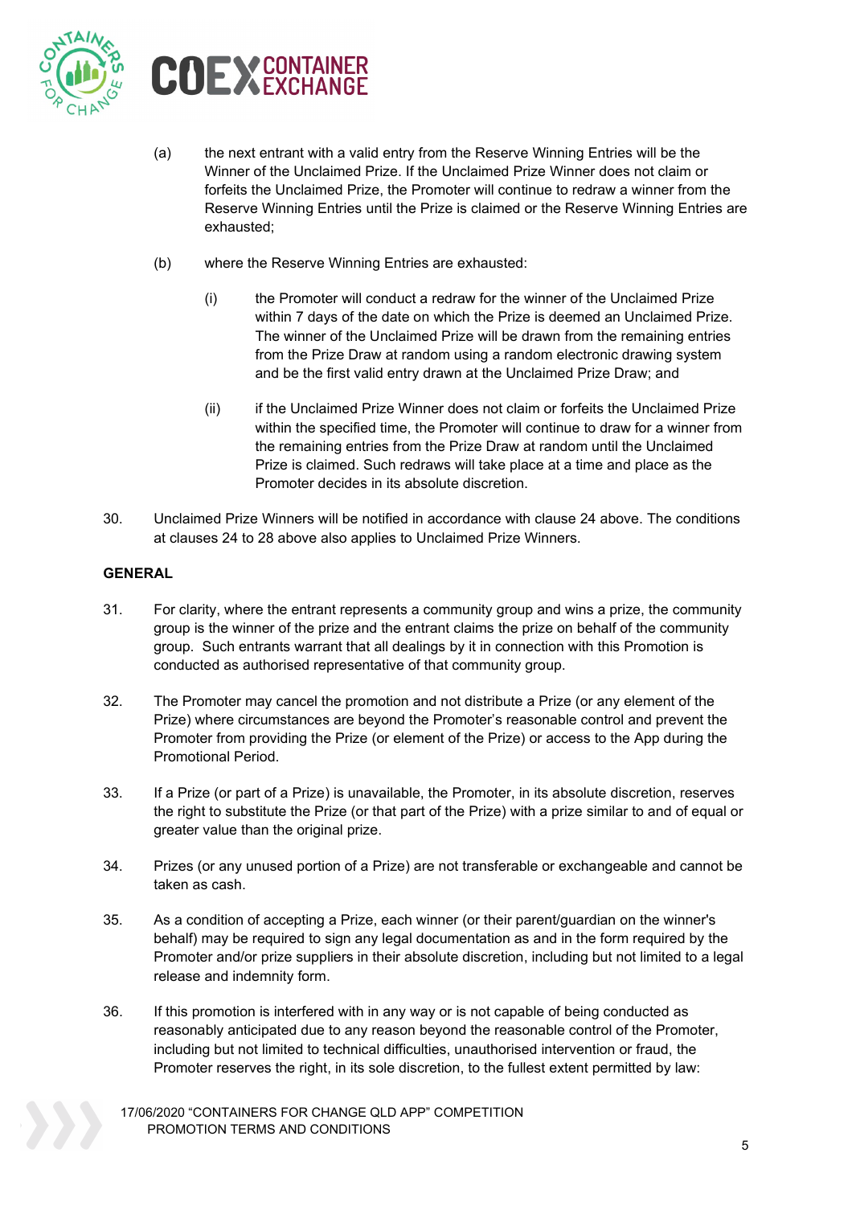(a) the next entrant with a valid entry from the Reserve Winning Entries will be the Winner of the Unclaimed Prize. If the Unclaimed Prize Winner does not claim or forfeits the Unclaimed Prize, the Promoter will continue to redraw a winner from the Reserve Winning Entries until the Prize is claimed or the Reserve Winning Entries are exhausted;

(b) where the Reserve Winning Entries are exhausted:

  (i) the Promoter will conduct a redraw for the winner of the Unclaimed Prize within 7 days of the date on which the Prize is deemed an Unclaimed Prize. The winner of the Unclaimed Prize will be drawn from the remaining entries from the Prize Draw at random using a random electronic drawing system and be the first valid entry drawn at the Unclaimed Prize Draw; and

  (ii) if the Unclaimed Prize Winner does not claim or forfeits the Unclaimed Prize within the specified time, the Promoter will continue to draw for a winner from the remaining entries from the Prize Draw at random until the Unclaimed Prize is claimed. Such redraws will take place at a time and place as the Promoter decides in its absolute discretion.

30. Unclaimed Prize Winners will be notified in accordance with clause 24 above. The conditions at clauses 24 to 28 above also applies to Unclaimed Prize Winners.

**GENERAL**

31. For clarity, where the entrant represents a community group and wins a prize, the community group is the winner of the prize and the entrant claims the prize on behalf of the community group. Such entrants warrant that all dealings by it in connection with this Promotion is conducted as authorised representative of that community group.

32. The Promoter may cancel the promotion and not distribute a Prize (or any element of the Prize) where circumstances are beyond the Promoter's reasonable control and prevent the Promoter from providing the Prize (or element of the Prize) or access to the App during the Promotional Period.

33. If a Prize (or part of a Prize) is unavailable, the Promoter, in its absolute discretion, reserves the right to substitute the Prize (or that part of the Prize) with a prize similar to and of equal or greater value than the original prize.

34. Prizes (or any unused portion of a Prize) are not transferable or exchangeable and cannot be taken as cash.

35. As a condition of accepting a Prize, each winner (or their parent/guardian on the winner's behalf) may be required to sign any legal documentation as and in the form required by the Promoter and/or prize suppliers in their absolute discretion, including but not limited to a legal release and indemnity form.

36. If this promotion is interfered with in any way or is not capable of being conducted as reasonably anticipated due to any reason beyond the reasonable control of the Promoter, including but not limited to technical difficulties, unauthorised intervention or fraud, the Promoter reserves the right, in its sole discretion, to the fullest extent permitted by law: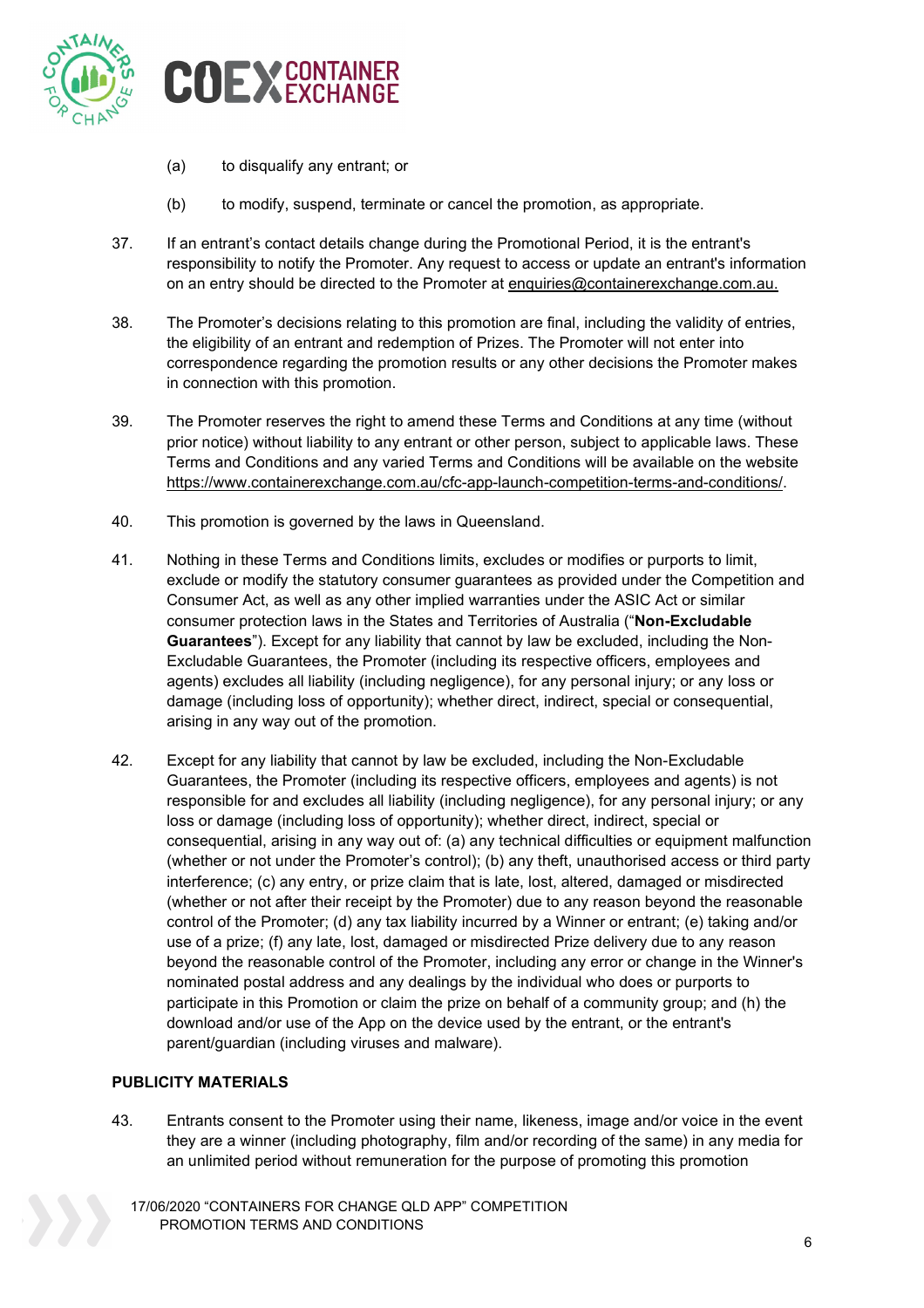(a) to disqualify any entrant; or

(b) to modify, suspend, terminate or cancel the promotion, as appropriate.

37. If an entrant's contact details change during the Promotional Period, it is the entrant's responsibility to notify the Promoter. Any request to access or update an entrant's information on an entry should be directed to the Promoter at enquiries@containerexchange.com.au.

38. The Promoter's decisions relating to this promotion are final, including the validity of entries, the eligibility of an entrant and redemption of Prizes. The Promoter will not enter into correspondence regarding the promotion results or any other decisions the Promoter makes in connection with this promotion.

39. The Promoter reserves the right to amend these Terms and Conditions at any time (without prior notice) without liability to any entrant or other person, subject to applicable laws. These Terms and Conditions and any varied Terms and Conditions will be available on the website https://www.containerexchange.com.au/cfc-app-launch-competition-terms-and-conditions/.

40. This promotion is governed by the laws in Queensland.

41. Nothing in these Terms and Conditions limits, excludes or modifies or purports to limit, exclude or modify the statutory consumer guarantees as provided under the Competition and Consumer Act, as well as any other implied warranties under the ASIC Act or similar consumer protection laws in the States and Territories of Australia ("**Non-Excludable Guarantees**"). Except for any liability that cannot by law be excluded, including the Non-Excludable Guarantees, the Promoter (including its respective officers, employees and agents) excludes all liability (including negligence), for any personal injury; or any loss or damage (including loss of opportunity); whether direct, indirect, special or consequential, arising in any way out of the promotion.

42. Except for any liability that cannot by law be excluded, including the Non-Excludable Guarantees, the Promoter (including its respective officers, employees and agents) is not responsible for and excludes all liability (including negligence), for any personal injury; or any loss or damage (including loss of opportunity); whether direct, indirect, special or consequential, arising in any way out of: (a) any technical difficulties or equipment malfunction (whether or not under the Promoter's control); (b) any theft, unauthorised access or third party interference; (c) any entry, or prize claim that is late, lost, altered, damaged or misdirected (whether or not after their receipt by the Promoter) due to any reason beyond the reasonable control of the Promoter; (d) any tax liability incurred by a Winner or entrant; (e) taking and/or use of a prize; (f) any late, lost, damaged or misdirected Prize delivery due to any reason beyond the reasonable control of the Promoter, including any error or change in the Winner's nominated postal address and any dealings by the individual who does or purports to participate in this Promotion or claim the prize on behalf of a community group; and (h) the download and/or use of the App on the device used by the entrant, or the entrant's parent/guardian (including viruses and malware).

## PUBLICITY MATERIALS

43. Entrants consent to the Promoter using their name, likeness, image and/or voice in the event they are a winner (including photography, film and/or recording of the same) in any media for an unlimited period without remuneration for the purpose of promoting this promotion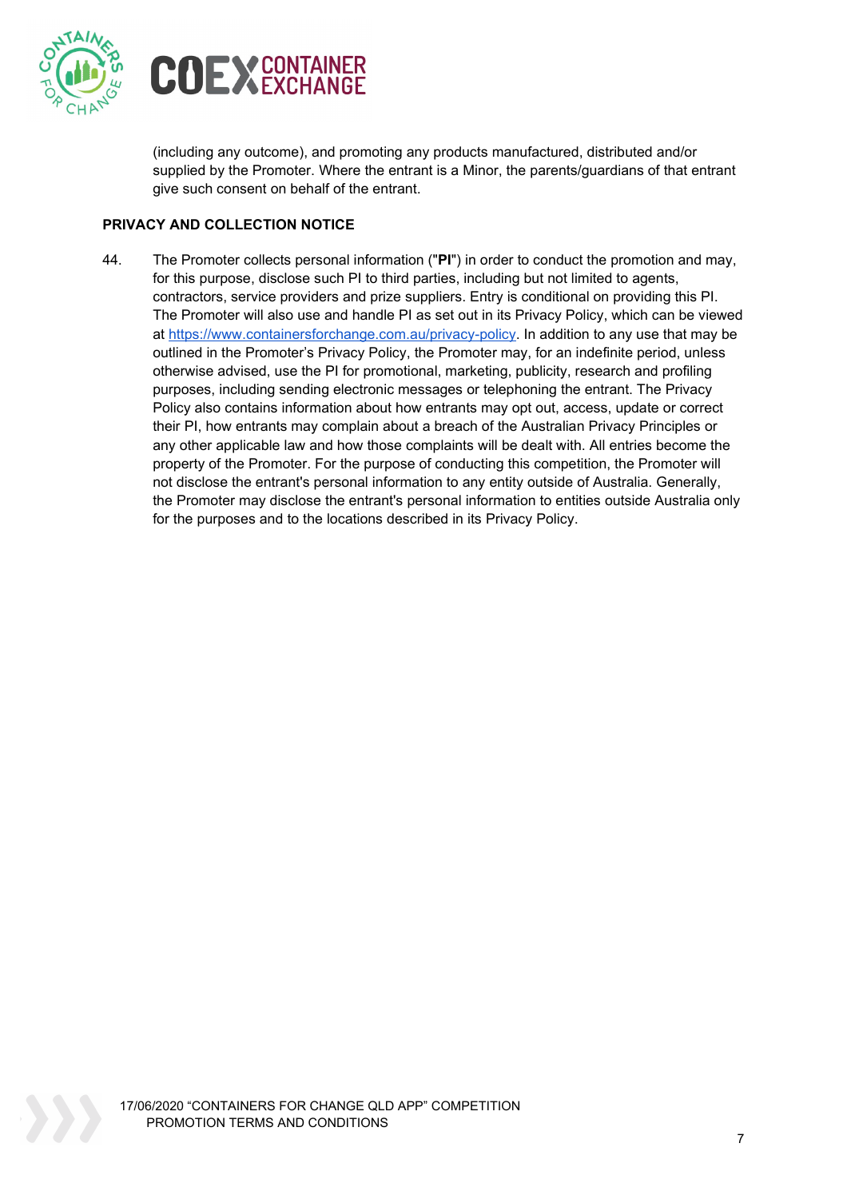(including any outcome), and promoting any products manufactured, distributed and/or supplied by the Promoter. Where the entrant is a Minor, the parents/guardians of that entrant give such consent on behalf of the entrant.

**PRIVACY AND COLLECTION NOTICE**

44. The Promoter collects personal information ("**PI**") in order to conduct the promotion and may, for this purpose, disclose such PI to third parties, including but not limited to agents, contractors, service providers and prize suppliers. Entry is conditional on providing this PI. The Promoter will also use and handle PI as set out in its Privacy Policy, which can be viewed at [https://www.containersforchange.com.au/privacy-policy](https://www.containersforchange.com.au/privacy-policy). In addition to any use that may be outlined in the Promoter's Privacy Policy, the Promoter may, for an indefinite period, unless otherwise advised, use the PI for promotional, marketing, publicity, research and profiling purposes, including sending electronic messages or telephoning the entrant. The Privacy Policy also contains information about how entrants may opt out, access, update or correct their PI, how entrants may complain about a breach of the Australian Privacy Principles or any other applicable law and how those complaints will be dealt with. All entries become the property of the Promoter. For the purpose of conducting this competition, the Promoter will not disclose the entrant's personal information to any entity outside of Australia. Generally, the Promoter may disclose the entrant's personal information to entities outside Australia only for the purposes and to the locations described in its Privacy Policy.